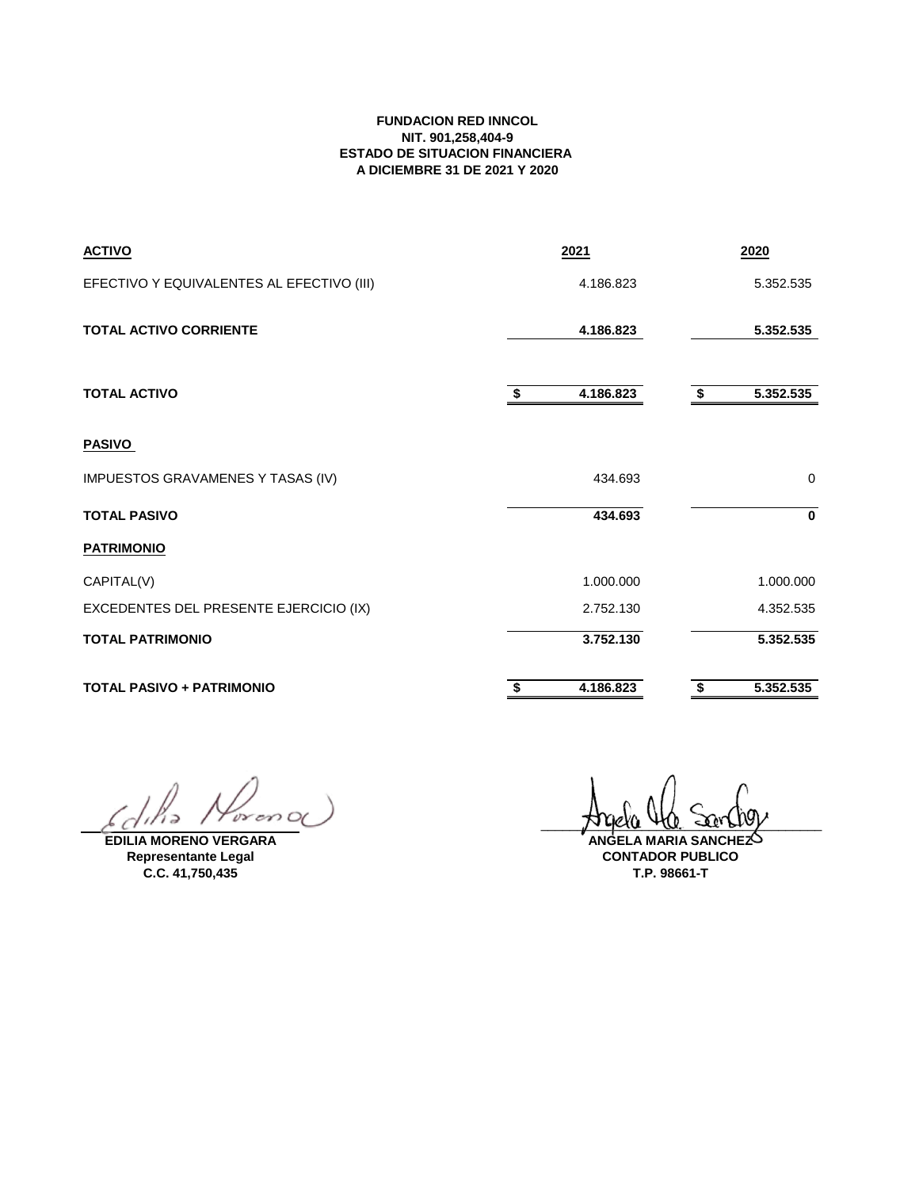**FUNDACION RED INNCOL**
**NIT. 901,258,404-9**
**ESTADO DE SITUACION FINANCIERA**
**A DICIEMBRE 31 DE 2021 Y 2020**

| **ACTIVO** | **2021** | **2020** |
|---|---|---|
| EFECTIVO Y EQUIVALENTES AL EFECTIVO (III) | 4.186.823 | 5.352.535 |
| **TOTAL ACTIVO CORRIENTE** | **4.186.823** | **5.352.535** |
| **TOTAL ACTIVO** | **$ 4.186.823** | **$ 5.352.535** |
| **PASIVO** | | |
| IMPUESTOS GRAVAMENES Y TASAS (IV) | 434.693 | 0 |
| **TOTAL PASIVO** | **434.693** | **0** |
| **PATRIMONIO** | | |
| CAPITAL(V) | 1.000.000 | 1.000.000 |
| EXCEDENTES DEL PRESENTE EJERCICIO (IX) | 2.752.130 | 4.352.535 |
| **TOTAL PATRIMONIO** | **3.752.130** | **5.352.535** |
| **TOTAL PASIVO + PATRIMONIO** | **$ 4.186.823** | **$ 5.352.535** |

**EDILIA MORENO VERGARA**
**Representante Legal**
**C.C. 41,750,435**

**ANGELA MARIA SANCHEZ**
**CONTADOR PUBLICO**
**T.P. 98661-T**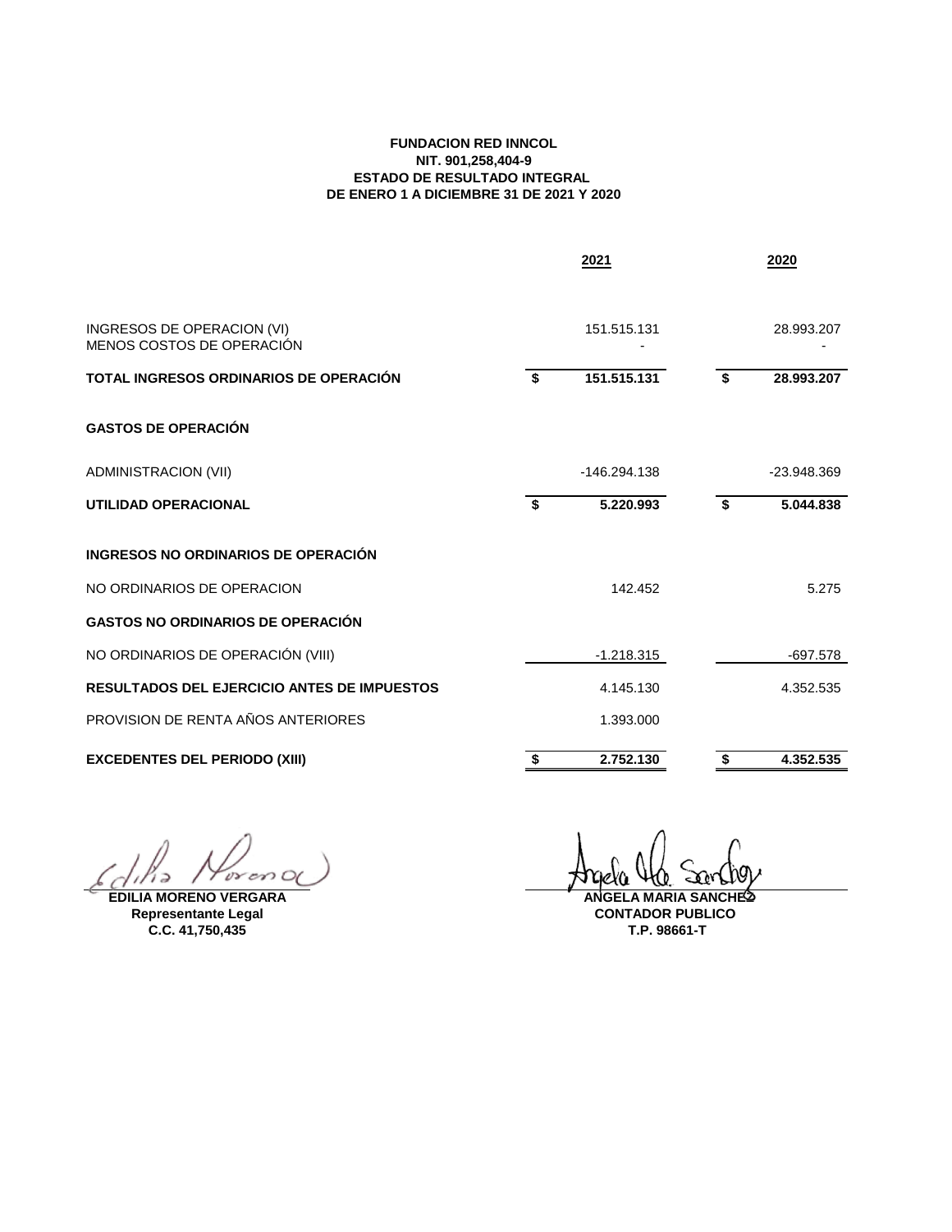**FUNDACION RED INNCOL**
**NIT. 901,258,404-9**
**ESTADO DE RESULTADO INTEGRAL**
**DE ENERO 1 A DICIEMBRE 31 DE 2021 Y 2020**

| | | 2021 | | 2020 |
|---|---|---|---|---|
| INGRESOS DE OPERACION (VI) | | 151.515.131 | | 28.993.207 |
| MENOS COSTOS DE OPERACIÓN | | - | | - |
| **TOTAL INGRESOS ORDINARIOS DE OPERACIÓN** | **$** | **151.515.131** | **$** | **28.993.207** |
| **GASTOS DE OPERACIÓN** | | | | |
| ADMINISTRACION (VII) | | -146.294.138 | | -23.948.369 |
| **UTILIDAD OPERACIONAL** | **$** | **5.220.993** | **$** | **5.044.838** |
| **INGRESOS NO ORDINARIOS DE OPERACIÓN** | | | | |
| NO ORDINARIOS DE OPERACION | | 142.452 | | 5.275 |
| **GASTOS NO ORDINARIOS DE OPERACIÓN** | | | | |
| NO ORDINARIOS DE OPERACIÓN (VIII) | | -1.218.315 | | -697.578 |
| **RESULTADOS DEL EJERCICIO ANTES DE IMPUESTOS** | | 4.145.130 | | 4.352.535 |
| PROVISION DE RENTA AÑOS ANTERIORES | | 1.393.000 | | |
| **EXCEDENTES DEL PERIODO (XIII)** | **$** | **2.752.130** | **$** | **4.352.535** |

**EDILIA MORENO VERGARA**
**Representante Legal**
**C.C. 41,750,435**

**ANGELA MARIA SANCHEZ**
**CONTADOR PUBLICO**
**T.P. 98661-T**